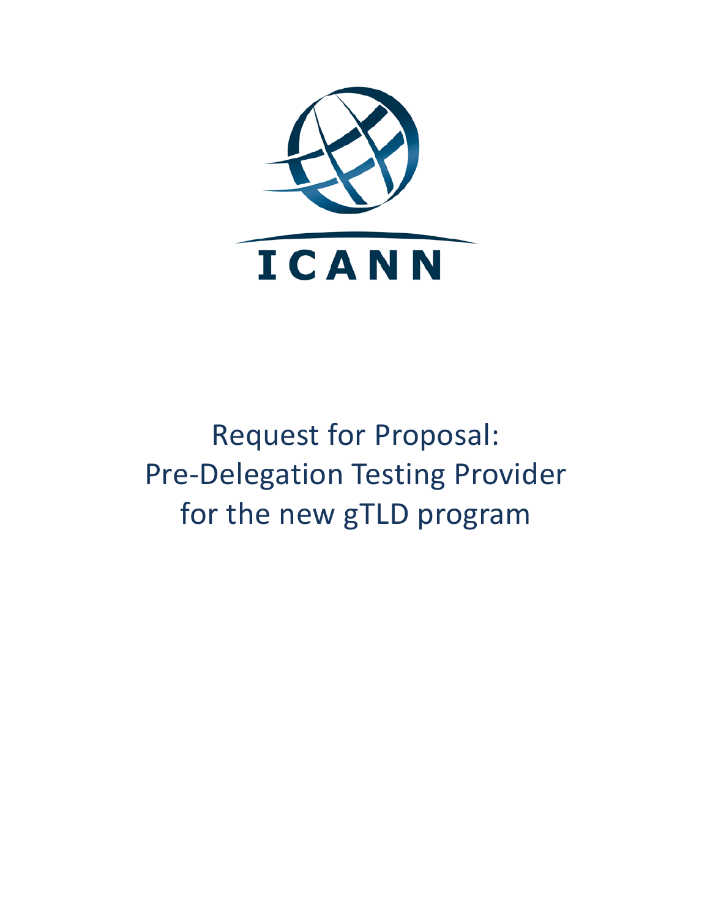ICANN

# Request for Proposal: Pre-Delegation Testing Provider for the new gTLD program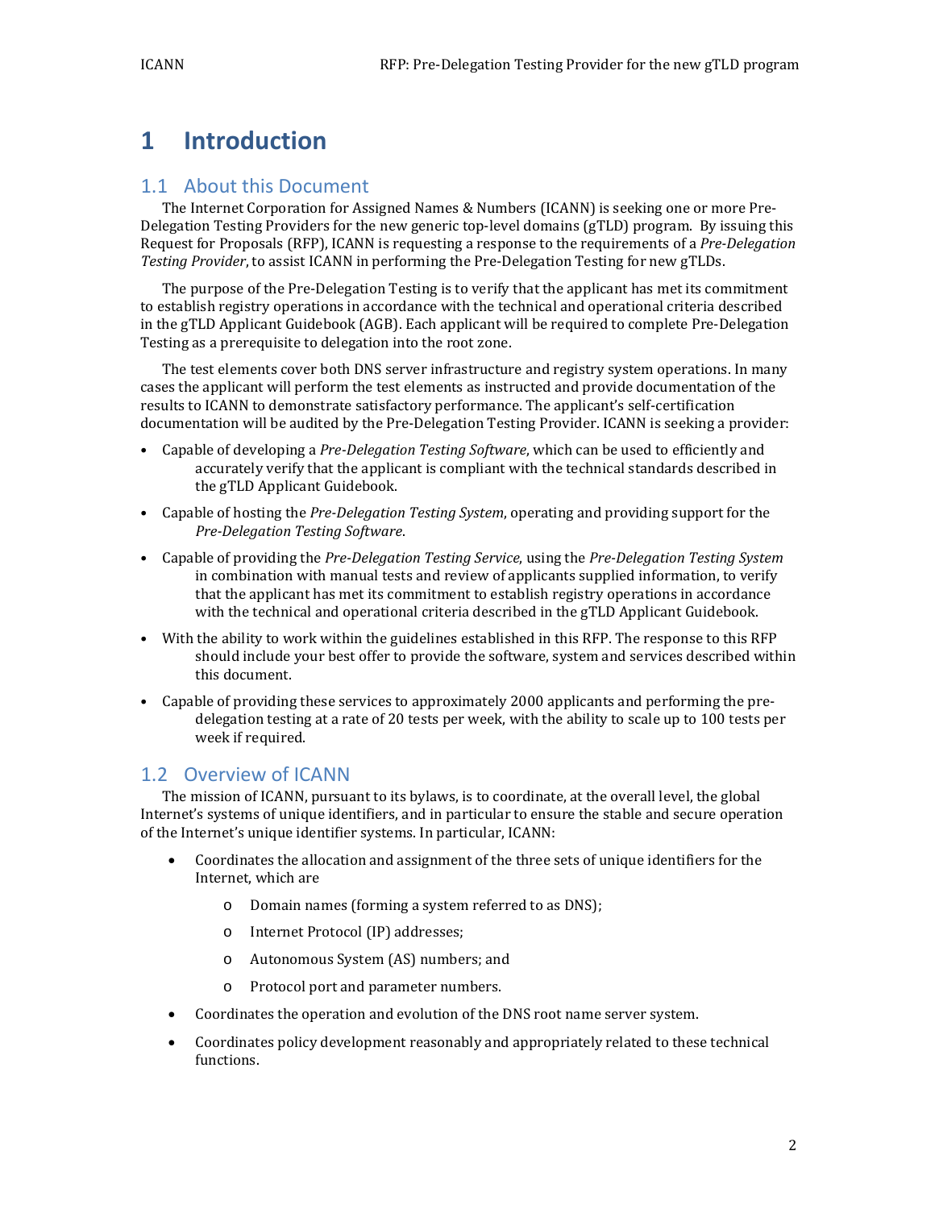# 1 Introduction

## 1.1 About this Document

The Internet Corporation for Assigned Names & Numbers (ICANN) is seeking one or more Pre-Delegation Testing Providers for the new generic top-level domains (gTLD) program. By issuing this Request for Proposals (RFP), ICANN is requesting a response to the requirements of a *Pre-Delegation Testing Provider*, to assist ICANN in performing the Pre-Delegation Testing for new gTLDs.

The purpose of the Pre-Delegation Testing is to verify that the applicant has met its commitment to establish registry operations in accordance with the technical and operational criteria described in the gTLD Applicant Guidebook (AGB). Each applicant will be required to complete Pre-Delegation Testing as a prerequisite to delegation into the root zone.

The test elements cover both DNS server infrastructure and registry system operations. In many cases the applicant will perform the test elements as instructed and provide documentation of the results to ICANN to demonstrate satisfactory performance. The applicant's self-certification documentation will be audited by the Pre-Delegation Testing Provider. ICANN is seeking a provider:

- Capable of developing a *Pre-Delegation Testing Software*, which can be used to efficiently and accurately verify that the applicant is compliant with the technical standards described in the gTLD Applicant Guidebook.
- Capable of hosting the *Pre-Delegation Testing System*, operating and providing support for the *Pre-Delegation Testing Software*.
- Capable of providing the *Pre-Delegation Testing Service*, using the *Pre-Delegation Testing System* in combination with manual tests and review of applicants supplied information, to verify that the applicant has met its commitment to establish registry operations in accordance with the technical and operational criteria described in the gTLD Applicant Guidebook.
- With the ability to work within the guidelines established in this RFP. The response to this RFP should include your best offer to provide the software, system and services described within this document.
- Capable of providing these services to approximately 2000 applicants and performing the pre-delegation testing at a rate of 20 tests per week, with the ability to scale up to 100 tests per week if required.

## 1.2 Overview of ICANN

The mission of ICANN, pursuant to its bylaws, is to coordinate, at the overall level, the global Internet's systems of unique identifiers, and in particular to ensure the stable and secure operation of the Internet's unique identifier systems. In particular, ICANN:

- Coordinates the allocation and assignment of the three sets of unique identifiers for the Internet, which are
  - Domain names (forming a system referred to as DNS);
  - Internet Protocol (IP) addresses;
  - Autonomous System (AS) numbers; and
  - Protocol port and parameter numbers.
- Coordinates the operation and evolution of the DNS root name server system.
- Coordinates policy development reasonably and appropriately related to these technical functions.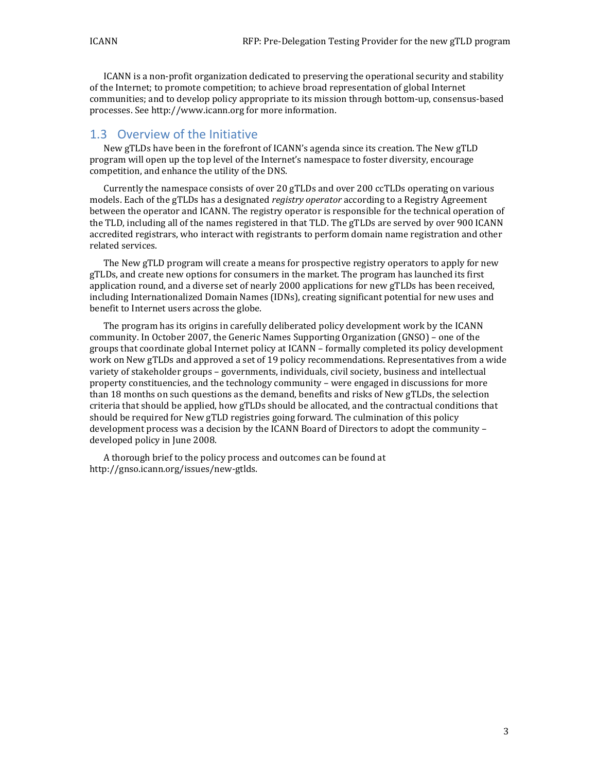ICANN is a non-profit organization dedicated to preserving the operational security and stability of the Internet; to promote competition; to achieve broad representation of global Internet communities; and to develop policy appropriate to its mission through bottom-up, consensus-based processes. See http://www.icann.org for more information.

## 1.3 Overview of the Initiative

New gTLDs have been in the forefront of ICANN's agenda since its creation. The New gTLD program will open up the top level of the Internet's namespace to foster diversity, encourage competition, and enhance the utility of the DNS.

Currently the namespace consists of over 20 gTLDs and over 200 ccTLDs operating on various models. Each of the gTLDs has a designated *registry operator* according to a Registry Agreement between the operator and ICANN. The registry operator is responsible for the technical operation of the TLD, including all of the names registered in that TLD. The gTLDs are served by over 900 ICANN accredited registrars, who interact with registrants to perform domain name registration and other related services.

The New gTLD program will create a means for prospective registry operators to apply for new gTLDs, and create new options for consumers in the market. The program has launched its first application round, and a diverse set of nearly 2000 applications for new gTLDs has been received, including Internationalized Domain Names (IDNs), creating significant potential for new uses and benefit to Internet users across the globe.

The program has its origins in carefully deliberated policy development work by the ICANN community. In October 2007, the Generic Names Supporting Organization (GNSO) – one of the groups that coordinate global Internet policy at ICANN – formally completed its policy development work on New gTLDs and approved a set of 19 policy recommendations. Representatives from a wide variety of stakeholder groups – governments, individuals, civil society, business and intellectual property constituencies, and the technology community – were engaged in discussions for more than 18 months on such questions as the demand, benefits and risks of New gTLDs, the selection criteria that should be applied, how gTLDs should be allocated, and the contractual conditions that should be required for New gTLD registries going forward. The culmination of this policy development process was a decision by the ICANN Board of Directors to adopt the community – developed policy in June 2008.

A thorough brief to the policy process and outcomes can be found at http://gnso.icann.org/issues/new-gtlds.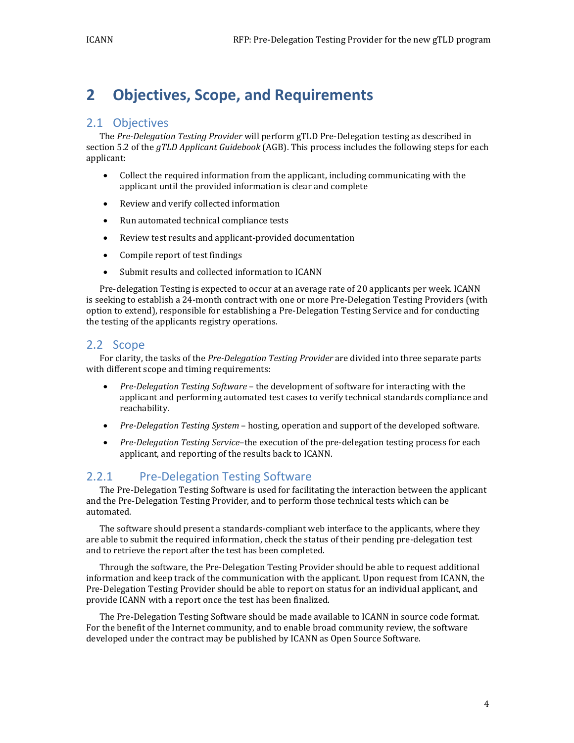# 2 Objectives, Scope, and Requirements

## 2.1 Objectives

The *Pre-Delegation Testing Provider* will perform gTLD Pre-Delegation testing as described in section 5.2 of the *gTLD Applicant Guidebook* (AGB). This process includes the following steps for each applicant:

- Collect the required information from the applicant, including communicating with the applicant until the provided information is clear and complete
- Review and verify collected information
- Run automated technical compliance tests
- Review test results and applicant-provided documentation
- Compile report of test findings
- Submit results and collected information to ICANN

Pre-delegation Testing is expected to occur at an average rate of 20 applicants per week. ICANN is seeking to establish a 24-month contract with one or more Pre-Delegation Testing Providers (with option to extend), responsible for establishing a Pre-Delegation Testing Service and for conducting the testing of the applicants registry operations.

## 2.2 Scope

For clarity, the tasks of the *Pre-Delegation Testing Provider* are divided into three separate parts with different scope and timing requirements:

- *Pre-Delegation Testing Software* – the development of software for interacting with the applicant and performing automated test cases to verify technical standards compliance and reachability.
- *Pre-Delegation Testing System* – hosting, operation and support of the developed software.
- *Pre-Delegation Testing Service*–the execution of the pre-delegation testing process for each applicant, and reporting of the results back to ICANN.

### 2.2.1 Pre-Delegation Testing Software

The Pre-Delegation Testing Software is used for facilitating the interaction between the applicant and the Pre-Delegation Testing Provider, and to perform those technical tests which can be automated.

The software should present a standards-compliant web interface to the applicants, where they are able to submit the required information, check the status of their pending pre-delegation test and to retrieve the report after the test has been completed.

Through the software, the Pre-Delegation Testing Provider should be able to request additional information and keep track of the communication with the applicant. Upon request from ICANN, the Pre-Delegation Testing Provider should be able to report on status for an individual applicant, and provide ICANN with a report once the test has been finalized.

The Pre-Delegation Testing Software should be made available to ICANN in source code format. For the benefit of the Internet community, and to enable broad community review, the software developed under the contract may be published by ICANN as Open Source Software.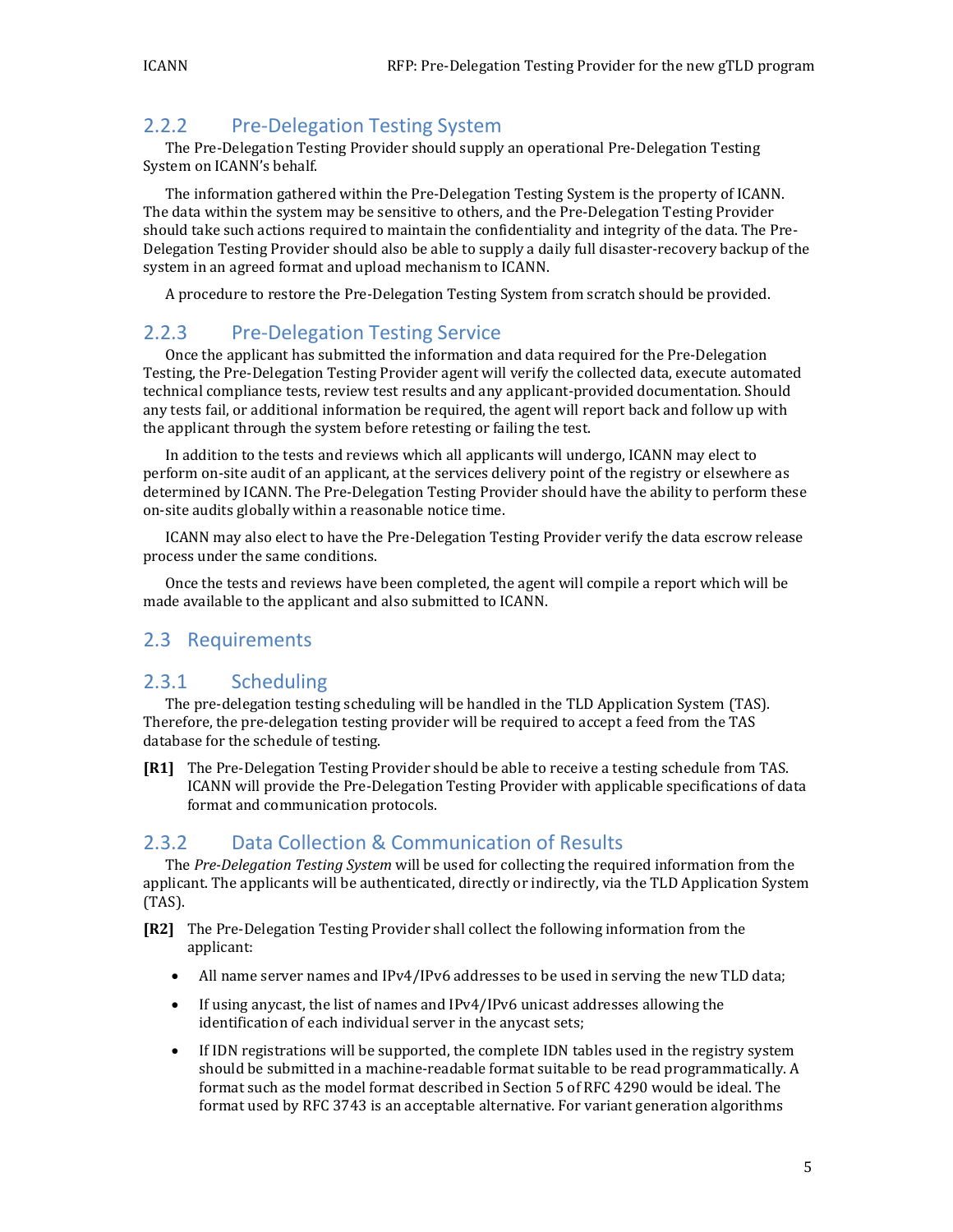### 2.2.2 Pre-Delegation Testing System

The Pre-Delegation Testing Provider should supply an operational Pre-Delegation Testing System on ICANN's behalf.

The information gathered within the Pre-Delegation Testing System is the property of ICANN. The data within the system may be sensitive to others, and the Pre-Delegation Testing Provider should take such actions required to maintain the confidentiality and integrity of the data. The Pre-Delegation Testing Provider should also be able to supply a daily full disaster-recovery backup of the system in an agreed format and upload mechanism to ICANN.

A procedure to restore the Pre-Delegation Testing System from scratch should be provided.

### 2.2.3 Pre-Delegation Testing Service

Once the applicant has submitted the information and data required for the Pre-Delegation Testing, the Pre-Delegation Testing Provider agent will verify the collected data, execute automated technical compliance tests, review test results and any applicant-provided documentation. Should any tests fail, or additional information be required, the agent will report back and follow up with the applicant through the system before retesting or failing the test.

In addition to the tests and reviews which all applicants will undergo, ICANN may elect to perform on-site audit of an applicant, at the services delivery point of the registry or elsewhere as determined by ICANN. The Pre-Delegation Testing Provider should have the ability to perform these on-site audits globally within a reasonable notice time.

ICANN may also elect to have the Pre-Delegation Testing Provider verify the data escrow release process under the same conditions.

Once the tests and reviews have been completed, the agent will compile a report which will be made available to the applicant and also submitted to ICANN.

## 2.3 Requirements

### 2.3.1 Scheduling

The pre-delegation testing scheduling will be handled in the TLD Application System (TAS). Therefore, the pre-delegation testing provider will be required to accept a feed from the TAS database for the schedule of testing.

**[R1]** The Pre-Delegation Testing Provider should be able to receive a testing schedule from TAS. ICANN will provide the Pre-Delegation Testing Provider with applicable specifications of data format and communication protocols.

### 2.3.2 Data Collection & Communication of Results

The *Pre-Delegation Testing System* will be used for collecting the required information from the applicant. The applicants will be authenticated, directly or indirectly, via the TLD Application System (TAS).

**[R2]** The Pre-Delegation Testing Provider shall collect the following information from the applicant:

- All name server names and IPv4/IPv6 addresses to be used in serving the new TLD data;
- If using anycast, the list of names and IPv4/IPv6 unicast addresses allowing the identification of each individual server in the anycast sets;
- If IDN registrations will be supported, the complete IDN tables used in the registry system should be submitted in a machine-readable format suitable to be read programmatically. A format such as the model format described in Section 5 of RFC 4290 would be ideal. The format used by RFC 3743 is an acceptable alternative. For variant generation algorithms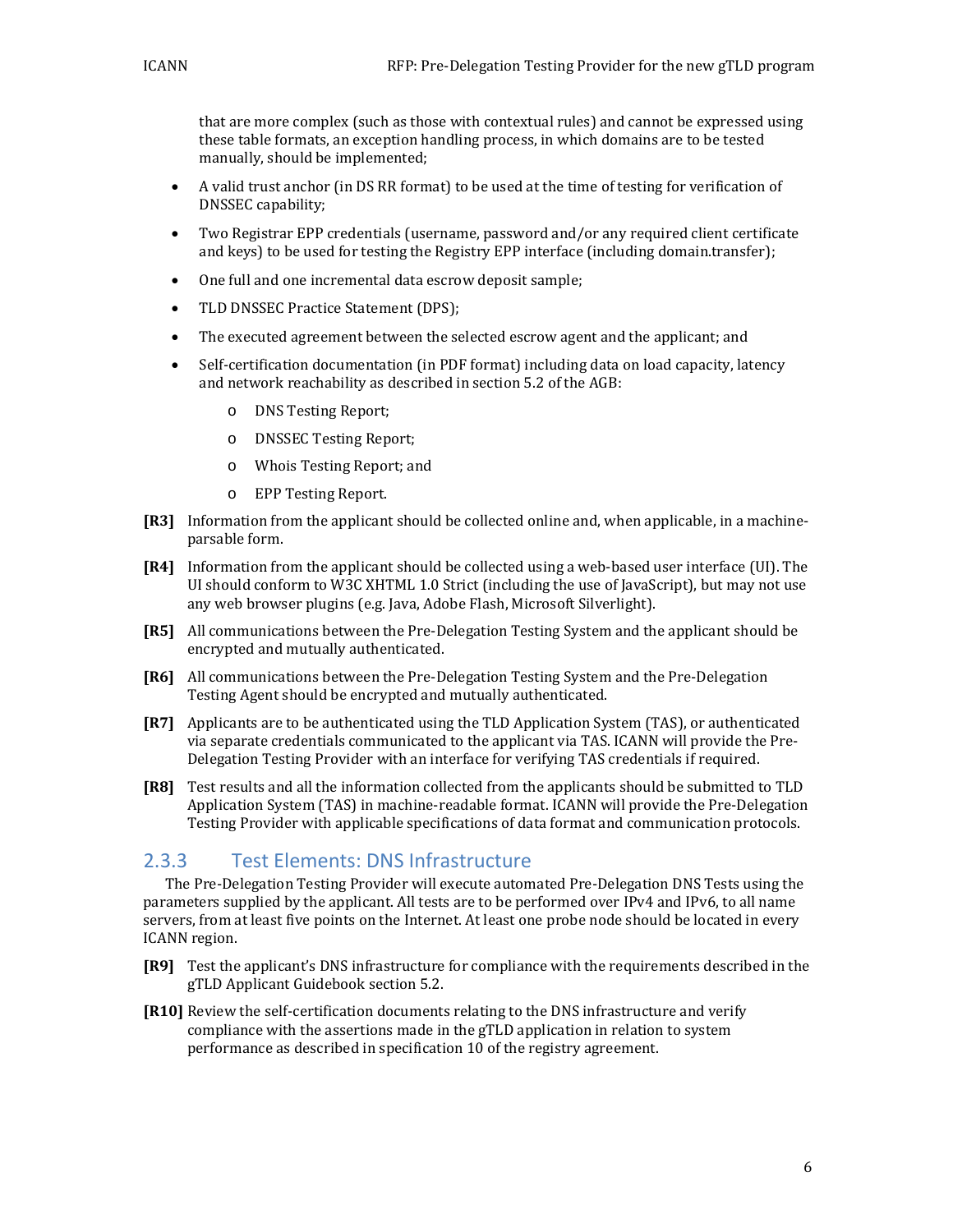that are more complex (such as those with contextual rules) and cannot be expressed using these table formats, an exception handling process, in which domains are to be tested manually, should be implemented;

- A valid trust anchor (in DS RR format) to be used at the time of testing for verification of DNSSEC capability;
- Two Registrar EPP credentials (username, password and/or any required client certificate and keys) to be used for testing the Registry EPP interface (including domain.transfer);
- One full and one incremental data escrow deposit sample;
- TLD DNSSEC Practice Statement (DPS);
- The executed agreement between the selected escrow agent and the applicant; and
- Self-certification documentation (in PDF format) including data on load capacity, latency and network reachability as described in section 5.2 of the AGB:
  - DNS Testing Report;
  - DNSSEC Testing Report;
  - Whois Testing Report; and
  - EPP Testing Report.

**[R3]** Information from the applicant should be collected online and, when applicable, in a machine-parsable form.

**[R4]** Information from the applicant should be collected using a web-based user interface (UI). The UI should conform to W3C XHTML 1.0 Strict (including the use of JavaScript), but may not use any web browser plugins (e.g. Java, Adobe Flash, Microsoft Silverlight).

**[R5]** All communications between the Pre-Delegation Testing System and the applicant should be encrypted and mutually authenticated.

**[R6]** All communications between the Pre-Delegation Testing System and the Pre-Delegation Testing Agent should be encrypted and mutually authenticated.

**[R7]** Applicants are to be authenticated using the TLD Application System (TAS), or authenticated via separate credentials communicated to the applicant via TAS. ICANN will provide the Pre-Delegation Testing Provider with an interface for verifying TAS credentials if required.

**[R8]** Test results and all the information collected from the applicants should be submitted to TLD Application System (TAS) in machine-readable format. ICANN will provide the Pre-Delegation Testing Provider with applicable specifications of data format and communication protocols.

### 2.3.3 Test Elements: DNS Infrastructure

The Pre-Delegation Testing Provider will execute automated Pre-Delegation DNS Tests using the parameters supplied by the applicant. All tests are to be performed over IPv4 and IPv6, to all name servers, from at least five points on the Internet. At least one probe node should be located in every ICANN region.

**[R9]** Test the applicant's DNS infrastructure for compliance with the requirements described in the gTLD Applicant Guidebook section 5.2.

**[R10]** Review the self-certification documents relating to the DNS infrastructure and verify compliance with the assertions made in the gTLD application in relation to system performance as described in specification 10 of the registry agreement.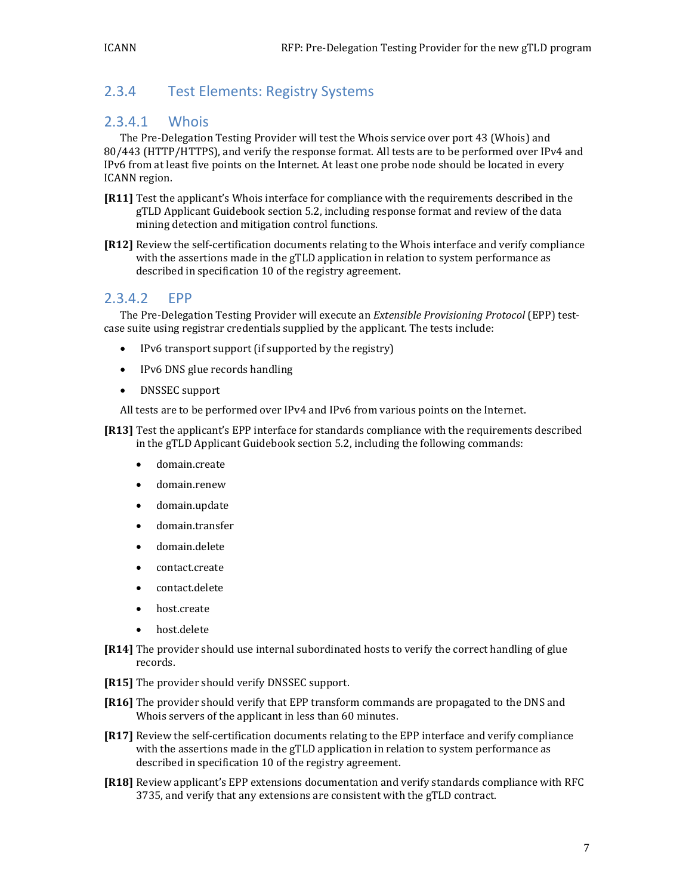## 2.3.4 Test Elements: Registry Systems

### 2.3.4.1 Whois

The Pre-Delegation Testing Provider will test the Whois service over port 43 (Whois) and 80/443 (HTTP/HTTPS), and verify the response format. All tests are to be performed over IPv4 and IPv6 from at least five points on the Internet. At least one probe node should be located in every ICANN region.

**[R11]** Test the applicant's Whois interface for compliance with the requirements described in the gTLD Applicant Guidebook section 5.2, including response format and review of the data mining detection and mitigation control functions.

**[R12]** Review the self-certification documents relating to the Whois interface and verify compliance with the assertions made in the gTLD application in relation to system performance as described in specification 10 of the registry agreement.

### 2.3.4.2 EPP

The Pre-Delegation Testing Provider will execute an *Extensible Provisioning Protocol* (EPP) test-case suite using registrar credentials supplied by the applicant. The tests include:

- IPv6 transport support (if supported by the registry)
- IPv6 DNS glue records handling
- DNSSEC support

All tests are to be performed over IPv4 and IPv6 from various points on the Internet.

**[R13]** Test the applicant's EPP interface for standards compliance with the requirements described in the gTLD Applicant Guidebook section 5.2, including the following commands:

- domain.create
- domain.renew
- domain.update
- domain.transfer
- domain.delete
- contact.create
- contact.delete
- host.create
- host.delete

**[R14]** The provider should use internal subordinated hosts to verify the correct handling of glue records.

**[R15]** The provider should verify DNSSEC support.

**[R16]** The provider should verify that EPP transform commands are propagated to the DNS and Whois servers of the applicant in less than 60 minutes.

**[R17]** Review the self-certification documents relating to the EPP interface and verify compliance with the assertions made in the gTLD application in relation to system performance as described in specification 10 of the registry agreement.

**[R18]** Review applicant's EPP extensions documentation and verify standards compliance with RFC 3735, and verify that any extensions are consistent with the gTLD contract.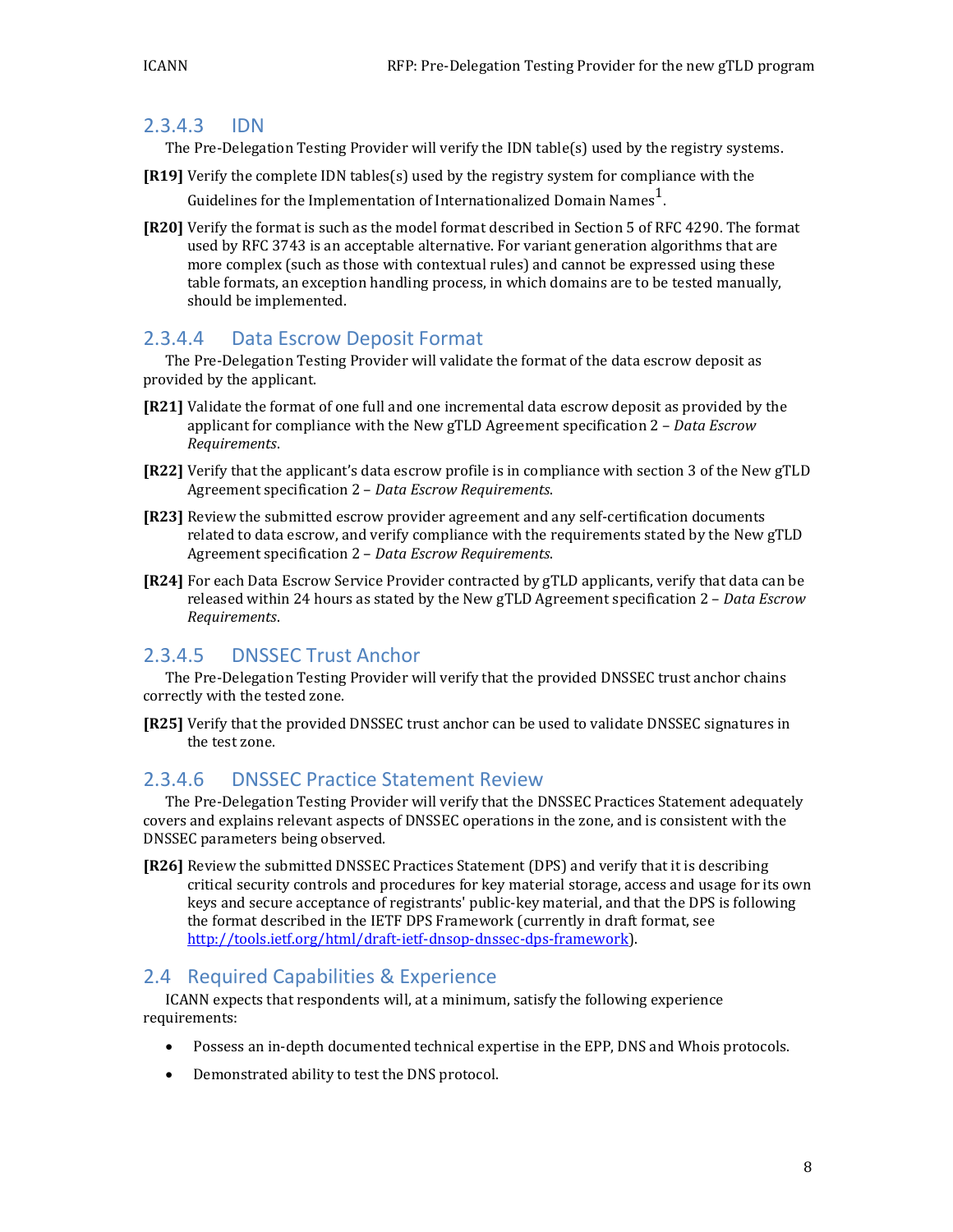### 2.3.4.3 IDN

The Pre-Delegation Testing Provider will verify the IDN table(s) used by the registry systems.

**[R19]** Verify the complete IDN tables(s) used by the registry system for compliance with the Guidelines for the Implementation of Internationalized Domain Names[1].

**[R20]** Verify the format is such as the model format described in Section 5 of RFC 4290. The format used by RFC 3743 is an acceptable alternative. For variant generation algorithms that are more complex (such as those with contextual rules) and cannot be expressed using these table formats, an exception handling process, in which domains are to be tested manually, should be implemented.

### 2.3.4.4 Data Escrow Deposit Format

The Pre-Delegation Testing Provider will validate the format of the data escrow deposit as provided by the applicant.

**[R21]** Validate the format of one full and one incremental data escrow deposit as provided by the applicant for compliance with the New gTLD Agreement specification 2 – *Data Escrow Requirements*.

**[R22]** Verify that the applicant's data escrow profile is in compliance with section 3 of the New gTLD Agreement specification 2 – *Data Escrow Requirements*.

**[R23]** Review the submitted escrow provider agreement and any self-certification documents related to data escrow, and verify compliance with the requirements stated by the New gTLD Agreement specification 2 – *Data Escrow Requirements*.

**[R24]** For each Data Escrow Service Provider contracted by gTLD applicants, verify that data can be released within 24 hours as stated by the New gTLD Agreement specification 2 – *Data Escrow Requirements*.

### 2.3.4.5 DNSSEC Trust Anchor

The Pre-Delegation Testing Provider will verify that the provided DNSSEC trust anchor chains correctly with the tested zone.

**[R25]** Verify that the provided DNSSEC trust anchor can be used to validate DNSSEC signatures in the test zone.

### 2.3.4.6 DNSSEC Practice Statement Review

The Pre-Delegation Testing Provider will verify that the DNSSEC Practices Statement adequately covers and explains relevant aspects of DNSSEC operations in the zone, and is consistent with the DNSSEC parameters being observed.

**[R26]** Review the submitted DNSSEC Practices Statement (DPS) and verify that it is describing critical security controls and procedures for key material storage, access and usage for its own keys and secure acceptance of registrants' public-key material, and that the DPS is following the format described in the IETF DPS Framework (currently in draft format, see [http://tools.ietf.org/html/draft-ietf-dnsop-dnssec-dps-framework](http://tools.ietf.org/html/draft-ietf-dnsop-dnssec-dps-framework)).

## 2.4 Required Capabilities & Experience

ICANN expects that respondents will, at a minimum, satisfy the following experience requirements:

- Possess an in-depth documented technical expertise in the EPP, DNS and Whois protocols.
- Demonstrated ability to test the DNS protocol.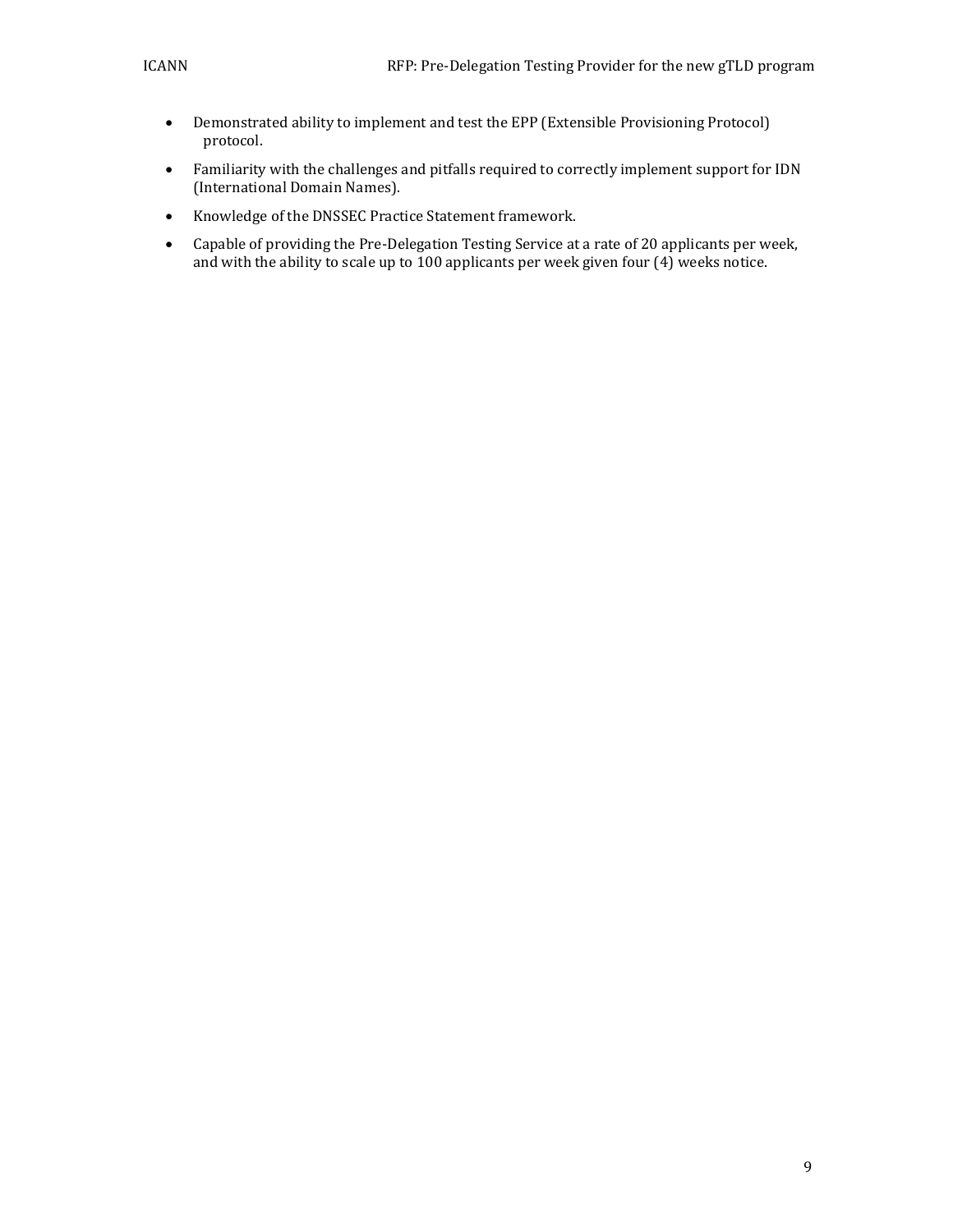- Demonstrated ability to implement and test the EPP (Extensible Provisioning Protocol) protocol.
- Familiarity with the challenges and pitfalls required to correctly implement support for IDN (International Domain Names).
- Knowledge of the DNSSEC Practice Statement framework.
- Capable of providing the Pre-Delegation Testing Service at a rate of 20 applicants per week, and with the ability to scale up to 100 applicants per week given four (4) weeks notice.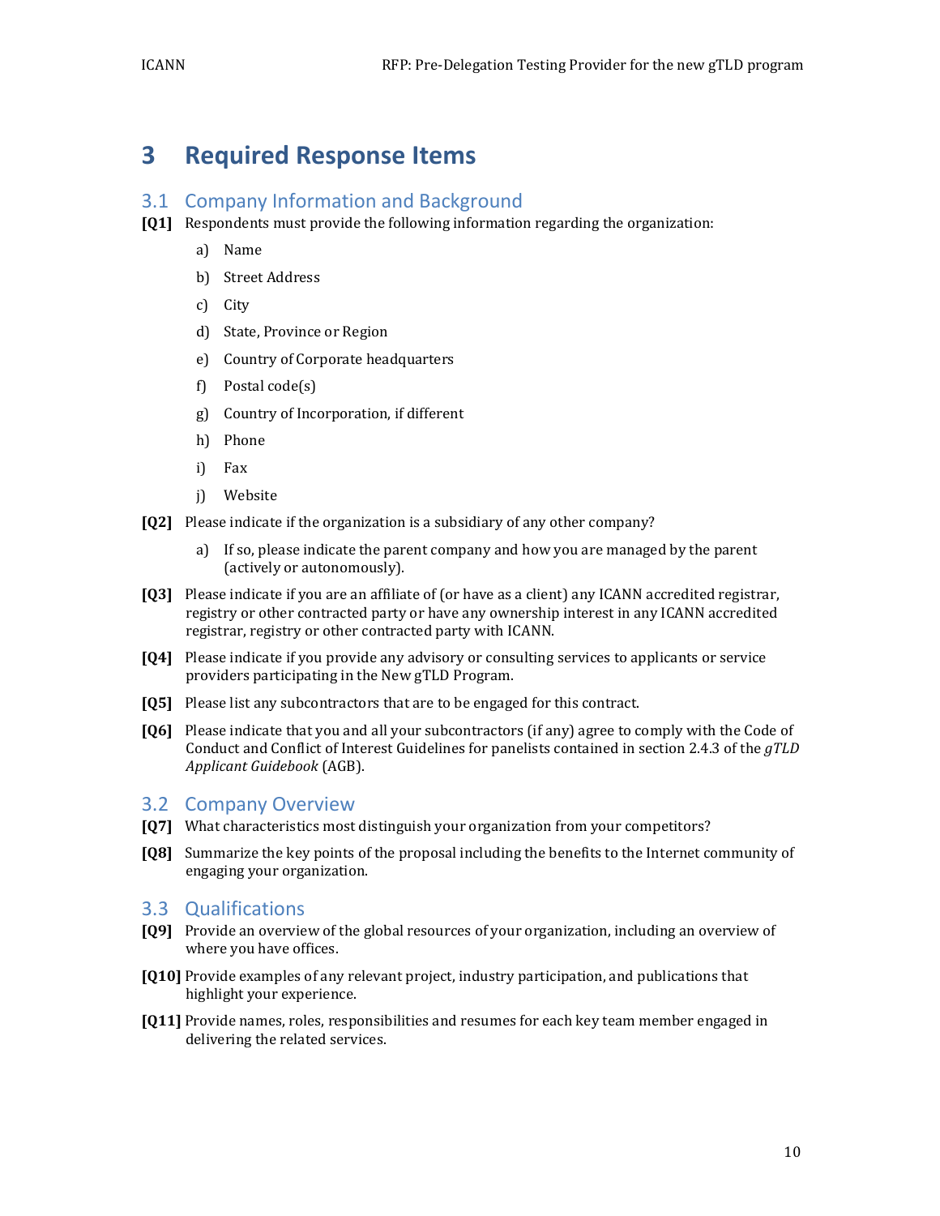# 3 Required Response Items

## 3.1 Company Information and Background

**[Q1]** Respondents must provide the following information regarding the organization:

a) Name

b) Street Address

c) City

d) State, Province or Region

e) Country of Corporate headquarters

f) Postal code(s)

g) Country of Incorporation, if different

h) Phone

i) Fax

j) Website

**[Q2]** Please indicate if the organization is a subsidiary of any other company?

a) If so, please indicate the parent company and how you are managed by the parent (actively or autonomously).

**[Q3]** Please indicate if you are an affiliate of (or have as a client) any ICANN accredited registrar, registry or other contracted party or have any ownership interest in any ICANN accredited registrar, registry or other contracted party with ICANN.

**[Q4]** Please indicate if you provide any advisory or consulting services to applicants or service providers participating in the New gTLD Program.

**[Q5]** Please list any subcontractors that are to be engaged for this contract.

**[Q6]** Please indicate that you and all your subcontractors (if any) agree to comply with the Code of Conduct and Conflict of Interest Guidelines for panelists contained in section 2.4.3 of the *gTLD Applicant Guidebook* (AGB).

## 3.2 Company Overview

**[Q7]** What characteristics most distinguish your organization from your competitors?

**[Q8]** Summarize the key points of the proposal including the benefits to the Internet community of engaging your organization.

## 3.3 Qualifications

**[Q9]** Provide an overview of the global resources of your organization, including an overview of where you have offices.

**[Q10]** Provide examples of any relevant project, industry participation, and publications that highlight your experience.

**[Q11]** Provide names, roles, responsibilities and resumes for each key team member engaged in delivering the related services.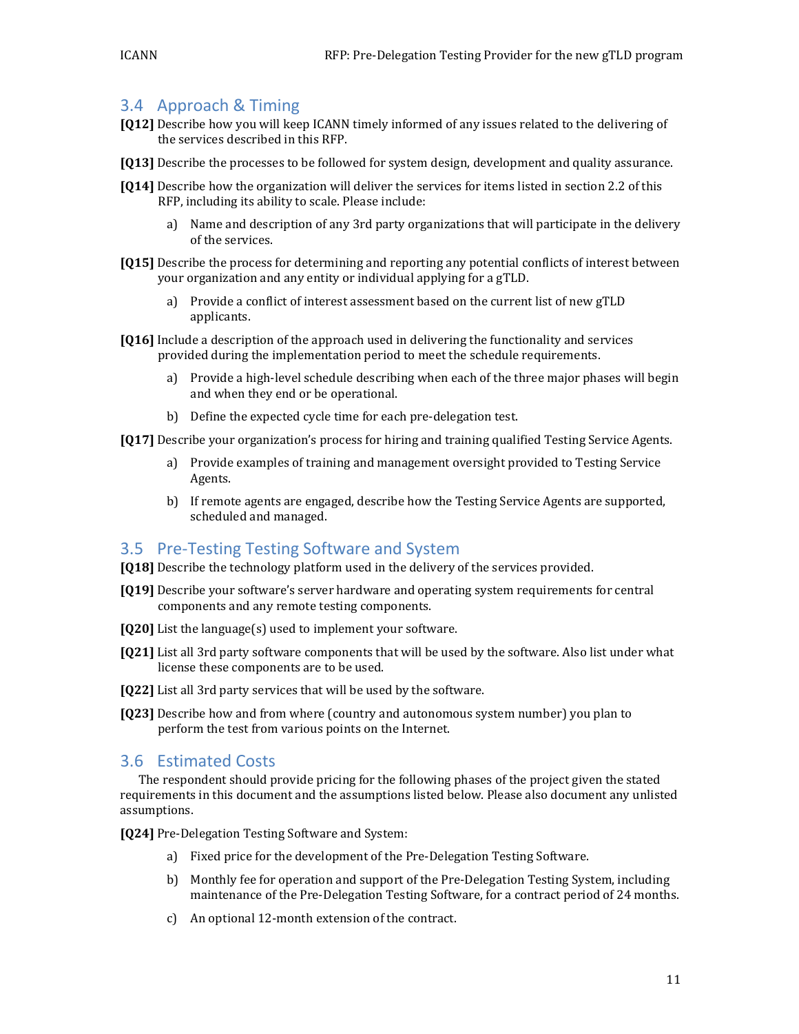## 3.4 Approach & Timing

**[Q12]** Describe how you will keep ICANN timely informed of any issues related to the delivering of the services described in this RFP.

**[Q13]** Describe the processes to be followed for system design, development and quality assurance.

**[Q14]** Describe how the organization will deliver the services for items listed in section 2.2 of this RFP, including its ability to scale. Please include:

a) Name and description of any 3rd party organizations that will participate in the delivery of the services.

**[Q15]** Describe the process for determining and reporting any potential conflicts of interest between your organization and any entity or individual applying for a gTLD.

a) Provide a conflict of interest assessment based on the current list of new gTLD applicants.

**[Q16]** Include a description of the approach used in delivering the functionality and services provided during the implementation period to meet the schedule requirements.

a) Provide a high-level schedule describing when each of the three major phases will begin and when they end or be operational.

b) Define the expected cycle time for each pre-delegation test.

**[Q17]** Describe your organization's process for hiring and training qualified Testing Service Agents.

a) Provide examples of training and management oversight provided to Testing Service Agents.

b) If remote agents are engaged, describe how the Testing Service Agents are supported, scheduled and managed.

## 3.5 Pre-Testing Testing Software and System

**[Q18]** Describe the technology platform used in the delivery of the services provided.

**[Q19]** Describe your software's server hardware and operating system requirements for central components and any remote testing components.

**[Q20]** List the language(s) used to implement your software.

**[Q21]** List all 3rd party software components that will be used by the software. Also list under what license these components are to be used.

**[Q22]** List all 3rd party services that will be used by the software.

**[Q23]** Describe how and from where (country and autonomous system number) you plan to perform the test from various points on the Internet.

## 3.6 Estimated Costs

The respondent should provide pricing for the following phases of the project given the stated requirements in this document and the assumptions listed below. Please also document any unlisted assumptions.

**[Q24]** Pre-Delegation Testing Software and System:

a) Fixed price for the development of the Pre-Delegation Testing Software.

b) Monthly fee for operation and support of the Pre-Delegation Testing System, including maintenance of the Pre-Delegation Testing Software, for a contract period of 24 months.

c) An optional 12-month extension of the contract.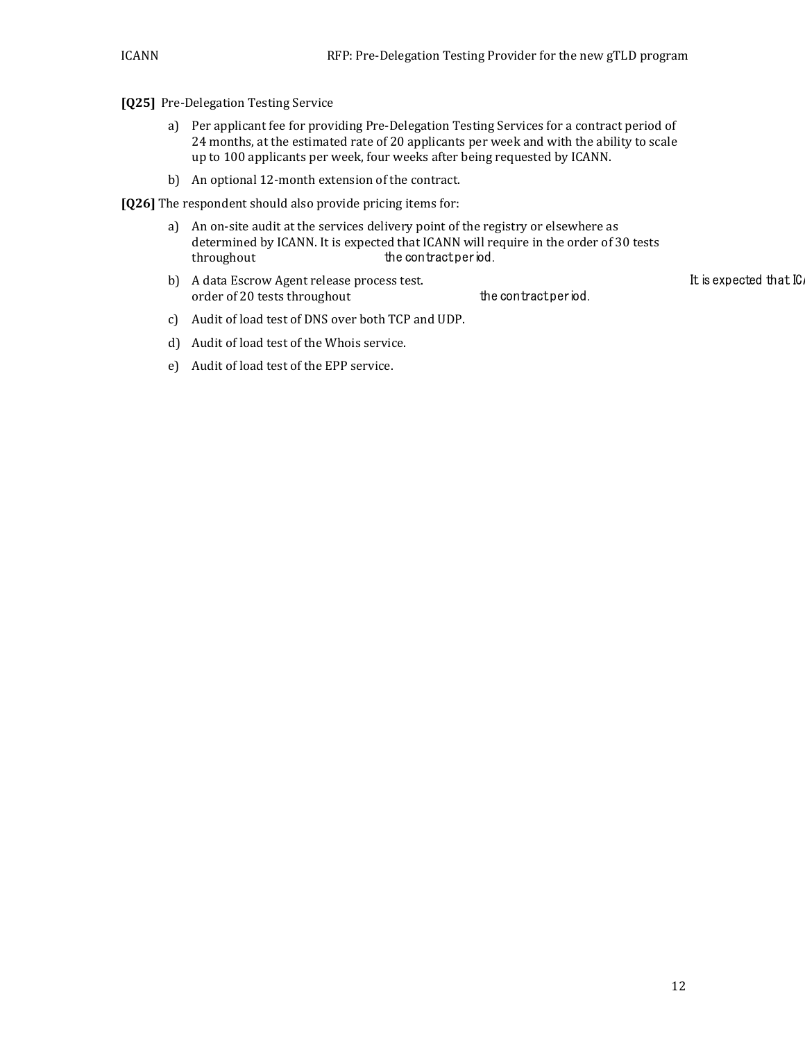**[Q25]** Pre-Delegation Testing Service

a) Per applicant fee for providing Pre-Delegation Testing Services for a contract period of 24 months, at the estimated rate of 20 applicants per week and with the ability to scale up to 100 applicants per week, four weeks after being requested by ICANN.

b) An optional 12-month extension of the contract.

**[Q26]** The respondent should also provide pricing items for:

a) An on-site audit at the services delivery point of the registry or elsewhere as determined by ICANN. It is expected that ICANN will require in the order of 30 tests throughout the contract period.

b) A data Escrow Agent release process test. It is expected that ICA order of 20 tests throughout the contract period.

c) Audit of load test of DNS over both TCP and UDP.

d) Audit of load test of the Whois service.

e) Audit of load test of the EPP service.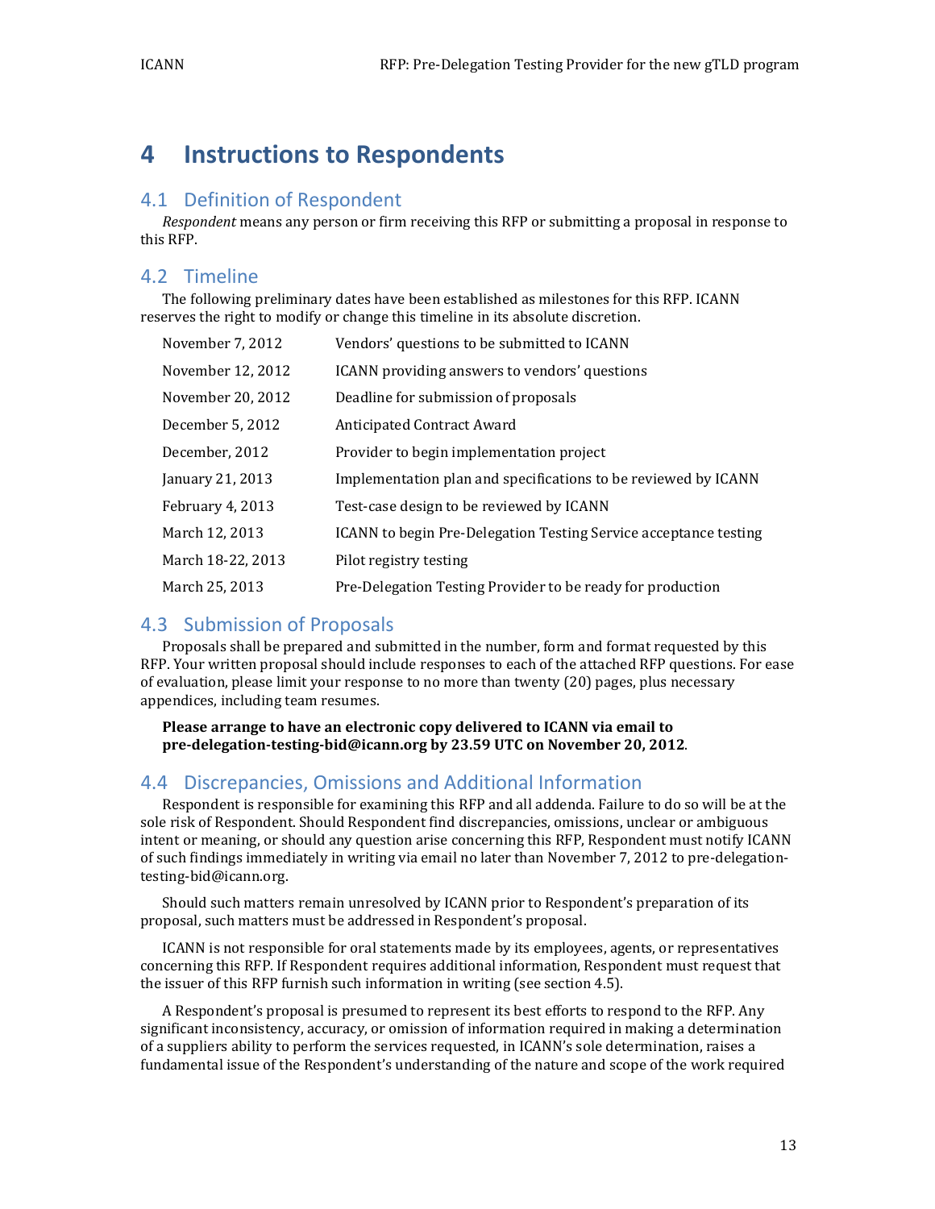# 4 Instructions to Respondents

## 4.1 Definition of Respondent

*Respondent* means any person or firm receiving this RFP or submitting a proposal in response to this RFP.

## 4.2 Timeline

The following preliminary dates have been established as milestones for this RFP. ICANN reserves the right to modify or change this timeline in its absolute discretion.

| | |
|---|---|
| November 7, 2012 | Vendors' questions to be submitted to ICANN |
| November 12, 2012 | ICANN providing answers to vendors' questions |
| November 20, 2012 | Deadline for submission of proposals |
| December 5, 2012 | Anticipated Contract Award |
| December, 2012 | Provider to begin implementation project |
| January 21, 2013 | Implementation plan and specifications to be reviewed by ICANN |
| February 4, 2013 | Test-case design to be reviewed by ICANN |
| March 12, 2013 | ICANN to begin Pre-Delegation Testing Service acceptance testing |
| March 18-22, 2013 | Pilot registry testing |
| March 25, 2013 | Pre-Delegation Testing Provider to be ready for production |

## 4.3 Submission of Proposals

Proposals shall be prepared and submitted in the number, form and format requested by this RFP. Your written proposal should include responses to each of the attached RFP questions. For ease of evaluation, please limit your response to no more than twenty (20) pages, plus necessary appendices, including team resumes.

**Please arrange to have an electronic copy delivered to ICANN via email to pre-delegation-testing-bid@icann.org by 23.59 UTC on November 20, 2012**.

## 4.4 Discrepancies, Omissions and Additional Information

Respondent is responsible for examining this RFP and all addenda. Failure to do so will be at the sole risk of Respondent. Should Respondent find discrepancies, omissions, unclear or ambiguous intent or meaning, or should any question arise concerning this RFP, Respondent must notify ICANN of such findings immediately in writing via email no later than November 7, 2012 to pre-delegation-testing-bid@icann.org.

Should such matters remain unresolved by ICANN prior to Respondent's preparation of its proposal, such matters must be addressed in Respondent's proposal.

ICANN is not responsible for oral statements made by its employees, agents, or representatives concerning this RFP. If Respondent requires additional information, Respondent must request that the issuer of this RFP furnish such information in writing (see section 4.5).

A Respondent's proposal is presumed to represent its best efforts to respond to the RFP. Any significant inconsistency, accuracy, or omission of information required in making a determination of a suppliers ability to perform the services requested, in ICANN's sole determination, raises a fundamental issue of the Respondent's understanding of the nature and scope of the work required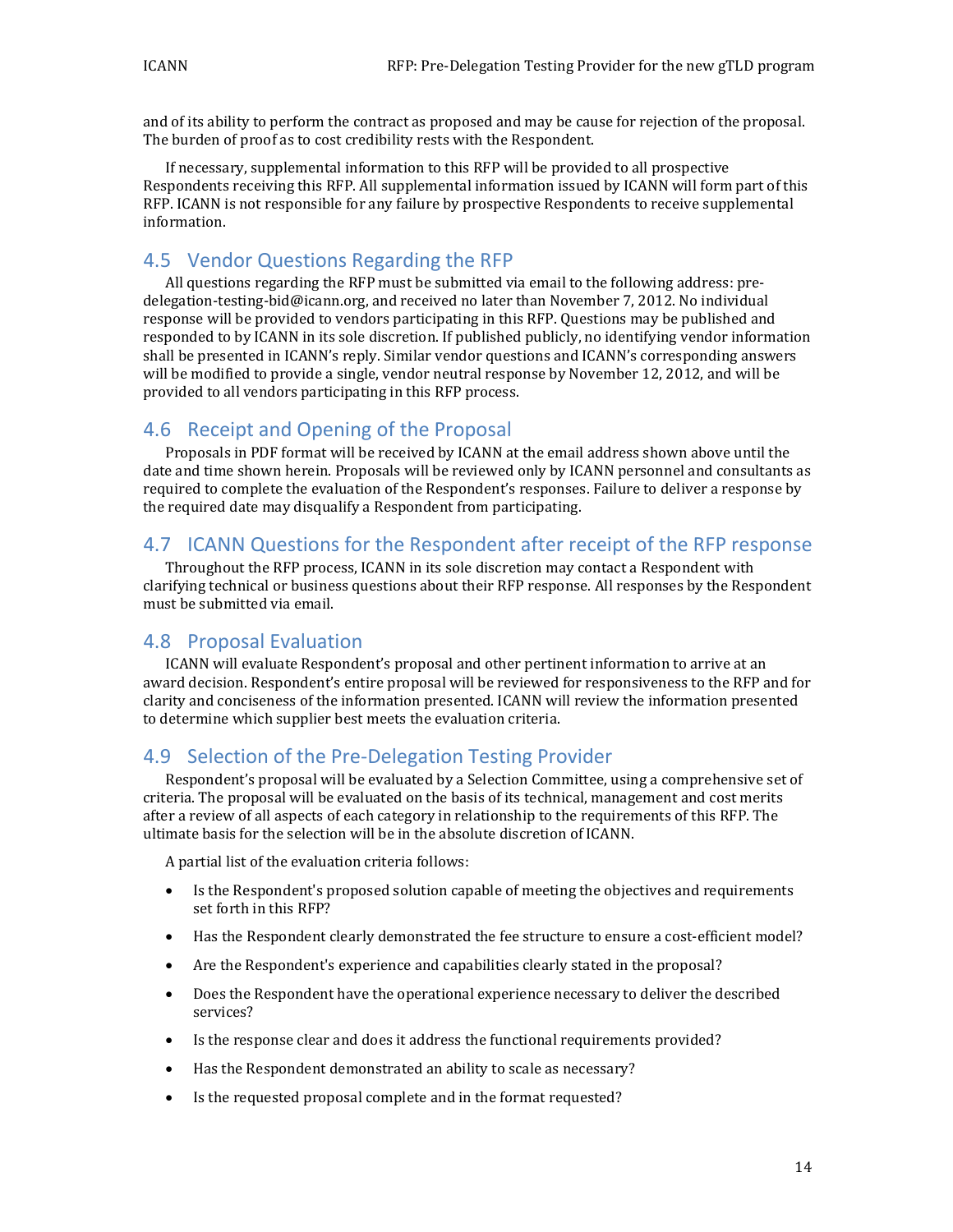and of its ability to perform the contract as proposed and may be cause for rejection of the proposal. The burden of proof as to cost credibility rests with the Respondent.

If necessary, supplemental information to this RFP will be provided to all prospective Respondents receiving this RFP. All supplemental information issued by ICANN will form part of this RFP. ICANN is not responsible for any failure by prospective Respondents to receive supplemental information.

## 4.5 Vendor Questions Regarding the RFP

All questions regarding the RFP must be submitted via email to the following address: pre-delegation-testing-bid@icann.org, and received no later than November 7, 2012. No individual response will be provided to vendors participating in this RFP. Questions may be published and responded to by ICANN in its sole discretion. If published publicly, no identifying vendor information shall be presented in ICANN's reply. Similar vendor questions and ICANN's corresponding answers will be modified to provide a single, vendor neutral response by November 12, 2012, and will be provided to all vendors participating in this RFP process.

## 4.6 Receipt and Opening of the Proposal

Proposals in PDF format will be received by ICANN at the email address shown above until the date and time shown herein. Proposals will be reviewed only by ICANN personnel and consultants as required to complete the evaluation of the Respondent's responses. Failure to deliver a response by the required date may disqualify a Respondent from participating.

## 4.7 ICANN Questions for the Respondent after receipt of the RFP response

Throughout the RFP process, ICANN in its sole discretion may contact a Respondent with clarifying technical or business questions about their RFP response. All responses by the Respondent must be submitted via email.

## 4.8 Proposal Evaluation

ICANN will evaluate Respondent's proposal and other pertinent information to arrive at an award decision. Respondent's entire proposal will be reviewed for responsiveness to the RFP and for clarity and conciseness of the information presented. ICANN will review the information presented to determine which supplier best meets the evaluation criteria.

## 4.9 Selection of the Pre-Delegation Testing Provider

Respondent's proposal will be evaluated by a Selection Committee, using a comprehensive set of criteria. The proposal will be evaluated on the basis of its technical, management and cost merits after a review of all aspects of each category in relationship to the requirements of this RFP. The ultimate basis for the selection will be in the absolute discretion of ICANN.

A partial list of the evaluation criteria follows:

- Is the Respondent's proposed solution capable of meeting the objectives and requirements set forth in this RFP?
- Has the Respondent clearly demonstrated the fee structure to ensure a cost-efficient model?
- Are the Respondent's experience and capabilities clearly stated in the proposal?
- Does the Respondent have the operational experience necessary to deliver the described services?
- Is the response clear and does it address the functional requirements provided?
- Has the Respondent demonstrated an ability to scale as necessary?
- Is the requested proposal complete and in the format requested?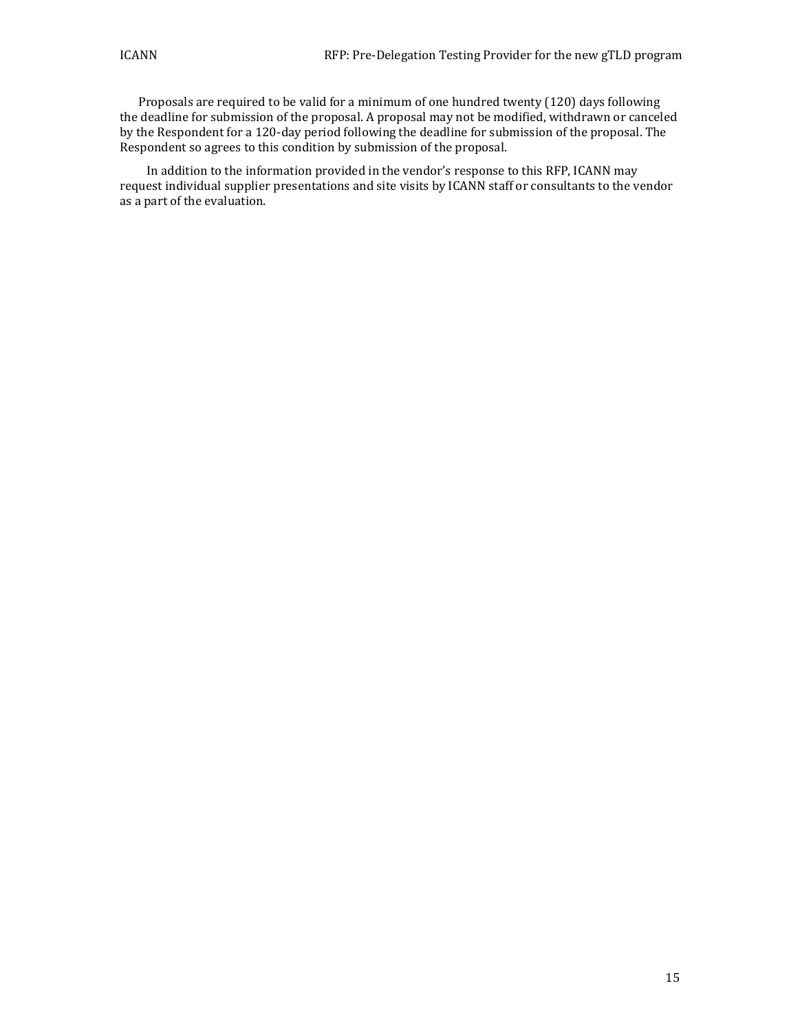Proposals are required to be valid for a minimum of one hundred twenty (120) days following the deadline for submission of the proposal. A proposal may not be modified, withdrawn or canceled by the Respondent for a 120-day period following the deadline for submission of the proposal. The Respondent so agrees to this condition by submission of the proposal.

In addition to the information provided in the vendor's response to this RFP, ICANN may request individual supplier presentations and site visits by ICANN staff or consultants to the vendor as a part of the evaluation.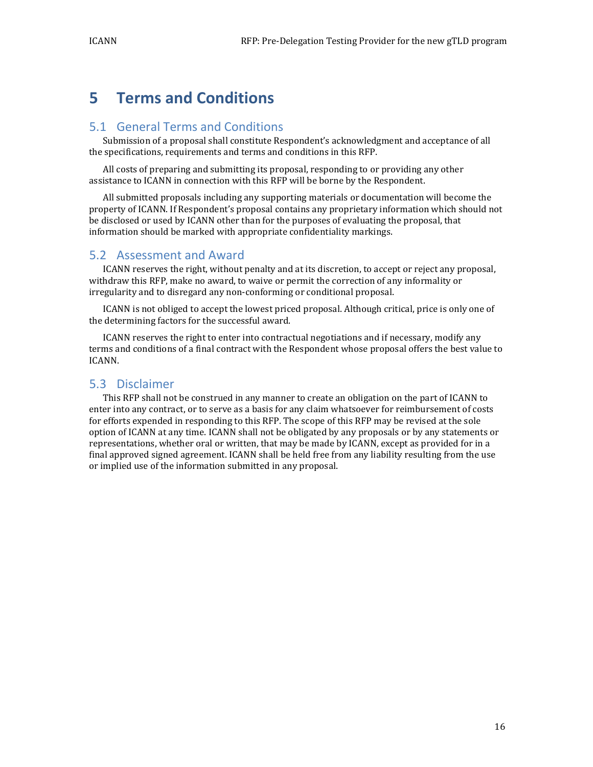# 5 Terms and Conditions

## 5.1 General Terms and Conditions

Submission of a proposal shall constitute Respondent's acknowledgment and acceptance of all the specifications, requirements and terms and conditions in this RFP.

All costs of preparing and submitting its proposal, responding to or providing any other assistance to ICANN in connection with this RFP will be borne by the Respondent.

All submitted proposals including any supporting materials or documentation will become the property of ICANN. If Respondent's proposal contains any proprietary information which should not be disclosed or used by ICANN other than for the purposes of evaluating the proposal, that information should be marked with appropriate confidentiality markings.

## 5.2 Assessment and Award

ICANN reserves the right, without penalty and at its discretion, to accept or reject any proposal, withdraw this RFP, make no award, to waive or permit the correction of any informality or irregularity and to disregard any non-conforming or conditional proposal.

ICANN is not obliged to accept the lowest priced proposal. Although critical, price is only one of the determining factors for the successful award.

ICANN reserves the right to enter into contractual negotiations and if necessary, modify any terms and conditions of a final contract with the Respondent whose proposal offers the best value to ICANN.

## 5.3 Disclaimer

This RFP shall not be construed in any manner to create an obligation on the part of ICANN to enter into any contract, or to serve as a basis for any claim whatsoever for reimbursement of costs for efforts expended in responding to this RFP. The scope of this RFP may be revised at the sole option of ICANN at any time. ICANN shall not be obligated by any proposals or by any statements or representations, whether oral or written, that may be made by ICANN, except as provided for in a final approved signed agreement. ICANN shall be held free from any liability resulting from the use or implied use of the information submitted in any proposal.